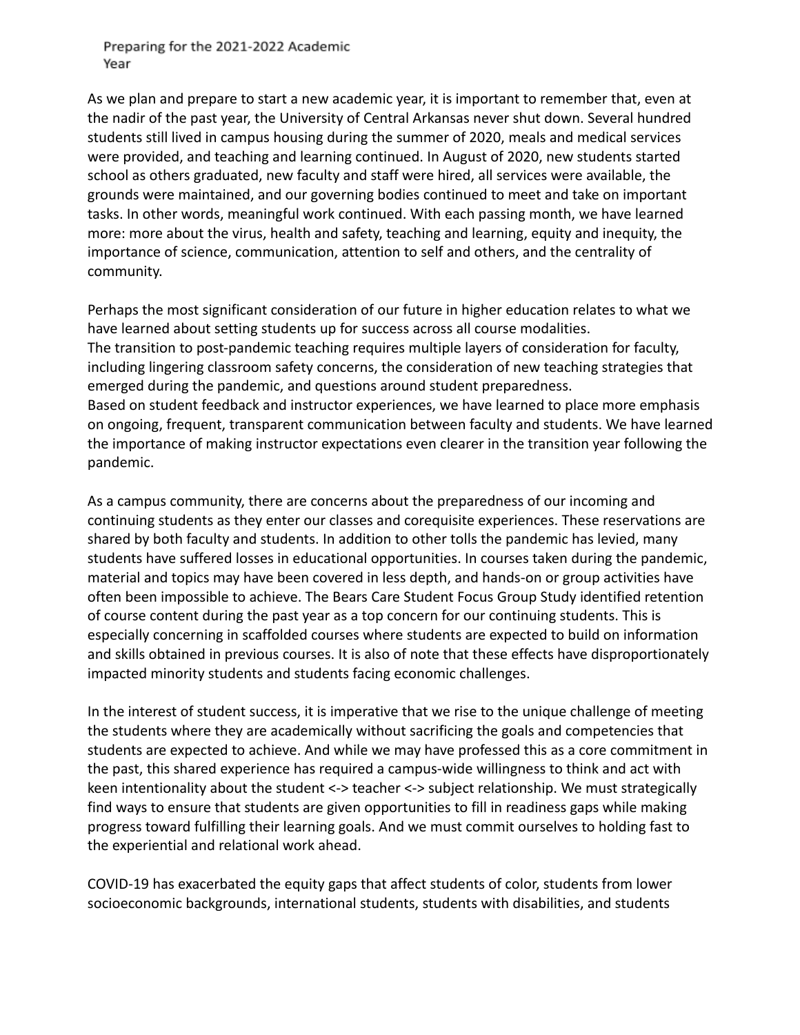# Preparing for the 2021-2022 Academic Year

As we plan and prepare to start a new academic year, it is important to remember that, even at the nadir of the past year, the University of Central Arkansas never shut down. Several hundred students still lived in campus housing during the summer of 2020, meals and medical services were provided, and teaching and learning continued. In August of 2020, new students started school as others graduated, new faculty and staff were hired, all services were available, the grounds were maintained, and our governing bodies continued to meet and take on important tasks. In other words, meaningful work continued. With each passing month, we have learned more: more about the virus, health and safety, teaching and learning, equity and inequity, the importance of science, communication, attention to self and others, and the centrality of community.

Perhaps the most significant consideration of our future in higher education relates to what we have learned about setting students up for success across all course modalities.
The transition to post-pandemic teaching requires multiple layers of consideration for faculty, including lingering classroom safety concerns, the consideration of new teaching strategies that emerged during the pandemic, and questions around student preparedness.
Based on student feedback and instructor experiences, we have learned to place more emphasis on ongoing, frequent, transparent communication between faculty and students. We have learned the importance of making instructor expectations even clearer in the transition year following the pandemic.

As a campus community, there are concerns about the preparedness of our incoming and continuing students as they enter our classes and corequisite experiences. These reservations are shared by both faculty and students. In addition to other tolls the pandemic has levied, many students have suffered losses in educational opportunities. In courses taken during the pandemic, material and topics may have been covered in less depth, and hands-on or group activities have often been impossible to achieve. The Bears Care Student Focus Group Study identified retention of course content during the past year as a top concern for our continuing students. This is especially concerning in scaffolded courses where students are expected to build on information and skills obtained in previous courses. It is also of note that these effects have disproportionately impacted minority students and students facing economic challenges.

In the interest of student success, it is imperative that we rise to the unique challenge of meeting the students where they are academically without sacrificing the goals and competencies that students are expected to achieve. And while we may have professed this as a core commitment in the past, this shared experience has required a campus-wide willingness to think and act with keen intentionality about the student <-> teacher <-> subject relationship. We must strategically find ways to ensure that students are given opportunities to fill in readiness gaps while making progress toward fulfilling their learning goals. And we must commit ourselves to holding fast to the experiential and relational work ahead.

COVID-19 has exacerbated the equity gaps that affect students of color, students from lower socioeconomic backgrounds, international students, students with disabilities, and students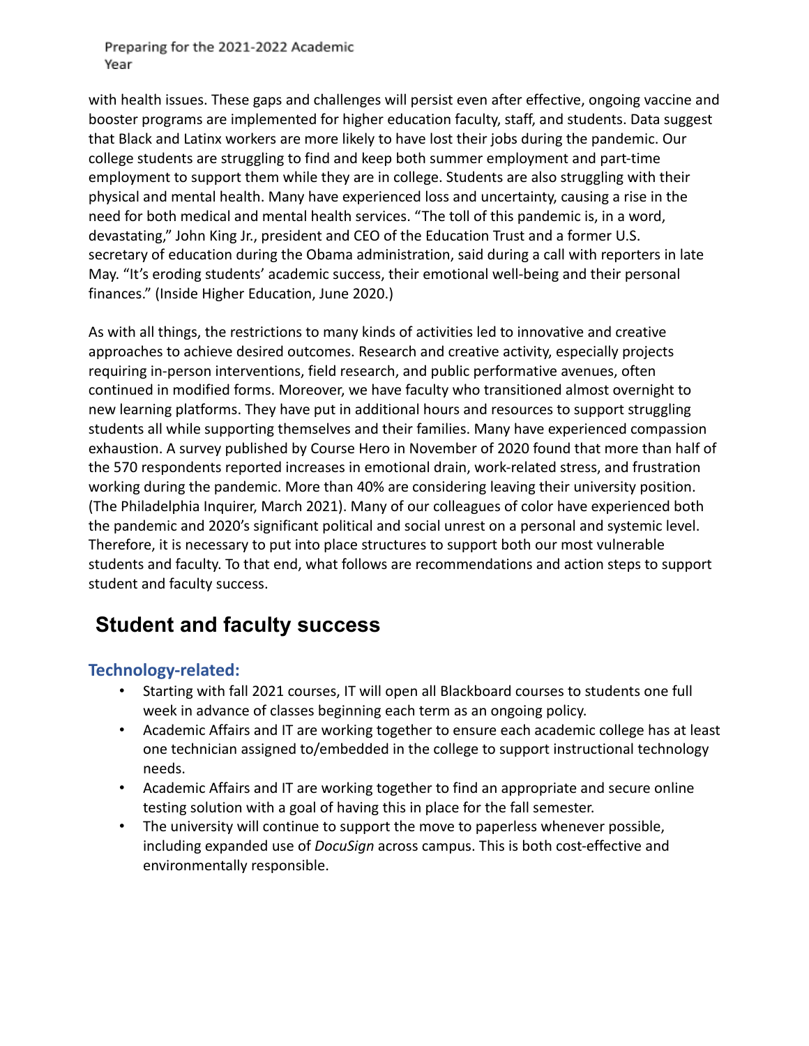with health issues. These gaps and challenges will persist even after effective, ongoing vaccine and booster programs are implemented for higher education faculty, staff, and students. Data suggest that Black and Latinx workers are more likely to have lost their jobs during the pandemic. Our college students are struggling to find and keep both summer employment and part-time employment to support them while they are in college. Students are also struggling with their physical and mental health. Many have experienced loss and uncertainty, causing a rise in the need for both medical and mental health services. "The toll of this pandemic is, in a word, devastating," John King Jr., president and CEO of the Education Trust and a former U.S. secretary of education during the Obama administration, said during a call with reporters in late May. "It's eroding students' academic success, their emotional well-being and their personal finances." (Inside Higher Education, June 2020.)

As with all things, the restrictions to many kinds of activities led to innovative and creative approaches to achieve desired outcomes. Research and creative activity, especially projects requiring in-person interventions, field research, and public performative avenues, often continued in modified forms. Moreover, we have faculty who transitioned almost overnight to new learning platforms. They have put in additional hours and resources to support struggling students all while supporting themselves and their families. Many have experienced compassion exhaustion. A survey published by Course Hero in November of 2020 found that more than half of the 570 respondents reported increases in emotional drain, work-related stress, and frustration working during the pandemic. More than 40% are considering leaving their university position. (The Philadelphia Inquirer, March 2021). Many of our colleagues of color have experienced both the pandemic and 2020's significant political and social unrest on a personal and systemic level. Therefore, it is necessary to put into place structures to support both our most vulnerable students and faculty. To that end, what follows are recommendations and action steps to support student and faculty success.

## Student and faculty success

### Technology-related:

- Starting with fall 2021 courses, IT will open all Blackboard courses to students one full week in advance of classes beginning each term as an ongoing policy.
- Academic Affairs and IT are working together to ensure each academic college has at least one technician assigned to/embedded in the college to support instructional technology needs.
- Academic Affairs and IT are working together to find an appropriate and secure online testing solution with a goal of having this in place for the fall semester.
- The university will continue to support the move to paperless whenever possible, including expanded use of *DocuSign* across campus. This is both cost-effective and environmentally responsible.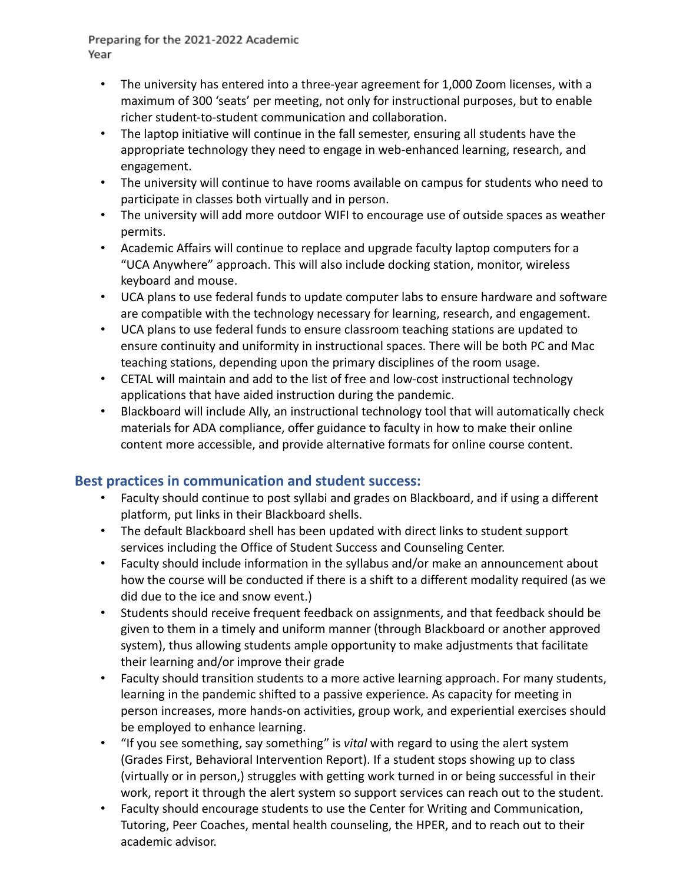- The university has entered into a three-year agreement for 1,000 Zoom licenses, with a maximum of 300 'seats' per meeting, not only for instructional purposes, but to enable richer student-to-student communication and collaboration.
- The laptop initiative will continue in the fall semester, ensuring all students have the appropriate technology they need to engage in web-enhanced learning, research, and engagement.
- The university will continue to have rooms available on campus for students who need to participate in classes both virtually and in person.
- The university will add more outdoor WIFI to encourage use of outside spaces as weather permits.
- Academic Affairs will continue to replace and upgrade faculty laptop computers for a "UCA Anywhere" approach. This will also include docking station, monitor, wireless keyboard and mouse.
- UCA plans to use federal funds to update computer labs to ensure hardware and software are compatible with the technology necessary for learning, research, and engagement.
- UCA plans to use federal funds to ensure classroom teaching stations are updated to ensure continuity and uniformity in instructional spaces. There will be both PC and Mac teaching stations, depending upon the primary disciplines of the room usage.
- CETAL will maintain and add to the list of free and low-cost instructional technology applications that have aided instruction during the pandemic.
- Blackboard will include Ally, an instructional technology tool that will automatically check materials for ADA compliance, offer guidance to faculty in how to make their online content more accessible, and provide alternative formats for online course content.

## Best practices in communication and student success:

- Faculty should continue to post syllabi and grades on Blackboard, and if using a different platform, put links in their Blackboard shells.
- The default Blackboard shell has been updated with direct links to student support services including the Office of Student Success and Counseling Center.
- Faculty should include information in the syllabus and/or make an announcement about how the course will be conducted if there is a shift to a different modality required (as we did due to the ice and snow event.)
- Students should receive frequent feedback on assignments, and that feedback should be given to them in a timely and uniform manner (through Blackboard or another approved system), thus allowing students ample opportunity to make adjustments that facilitate their learning and/or improve their grade
- Faculty should transition students to a more active learning approach. For many students, learning in the pandemic shifted to a passive experience. As capacity for meeting in person increases, more hands-on activities, group work, and experiential exercises should be employed to enhance learning.
- "If you see something, say something" is *vital* with regard to using the alert system (Grades First, Behavioral Intervention Report). If a student stops showing up to class (virtually or in person,) struggles with getting work turned in or being successful in their work, report it through the alert system so support services can reach out to the student.
- Faculty should encourage students to use the Center for Writing and Communication, Tutoring, Peer Coaches, mental health counseling, the HPER, and to reach out to their academic advisor.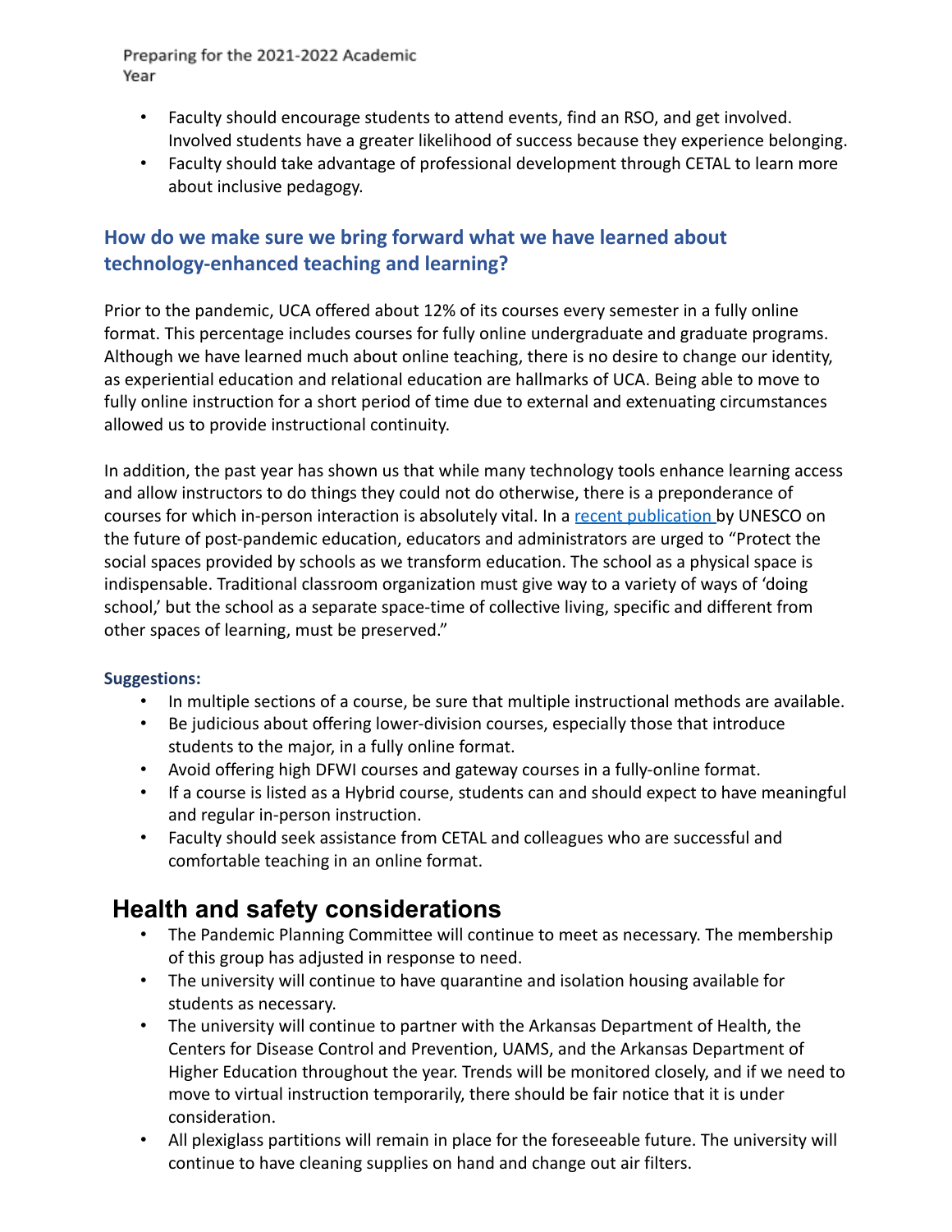- Faculty should encourage students to attend events, find an RSO, and get involved. Involved students have a greater likelihood of success because they experience belonging.
- Faculty should take advantage of professional development through CETAL to learn more about inclusive pedagogy.

### How do we make sure we bring forward what we have learned about technology-enhanced teaching and learning?

Prior to the pandemic, UCA offered about 12% of its courses every semester in a fully online format. This percentage includes courses for fully online undergraduate and graduate programs. Although we have learned much about online teaching, there is no desire to change our identity, as experiential education and relational education are hallmarks of UCA. Being able to move to fully online instruction for a short period of time due to external and extenuating circumstances allowed us to provide instructional continuity.

In addition, the past year has shown us that while many technology tools enhance learning access and allow instructors to do things they could not do otherwise, there is a preponderance of courses for which in-person interaction is absolutely vital. In a recent publication by UNESCO on the future of post-pandemic education, educators and administrators are urged to "Protect the social spaces provided by schools as we transform education. The school as a physical space is indispensable. Traditional classroom organization must give way to a variety of ways of 'doing school,' but the school as a separate space-time of collective living, specific and different from other spaces of learning, must be preserved."

**Suggestions:**

- In multiple sections of a course, be sure that multiple instructional methods are available.
- Be judicious about offering lower-division courses, especially those that introduce students to the major, in a fully online format.
- Avoid offering high DFWI courses and gateway courses in a fully-online format.
- If a course is listed as a Hybrid course, students can and should expect to have meaningful and regular in-person instruction.
- Faculty should seek assistance from CETAL and colleagues who are successful and comfortable teaching in an online format.

## Health and safety considerations

- The Pandemic Planning Committee will continue to meet as necessary. The membership of this group has adjusted in response to need.
- The university will continue to have quarantine and isolation housing available for students as necessary.
- The university will continue to partner with the Arkansas Department of Health, the Centers for Disease Control and Prevention, UAMS, and the Arkansas Department of Higher Education throughout the year. Trends will be monitored closely, and if we need to move to virtual instruction temporarily, there should be fair notice that it is under consideration.
- All plexiglass partitions will remain in place for the foreseeable future. The university will continue to have cleaning supplies on hand and change out air filters.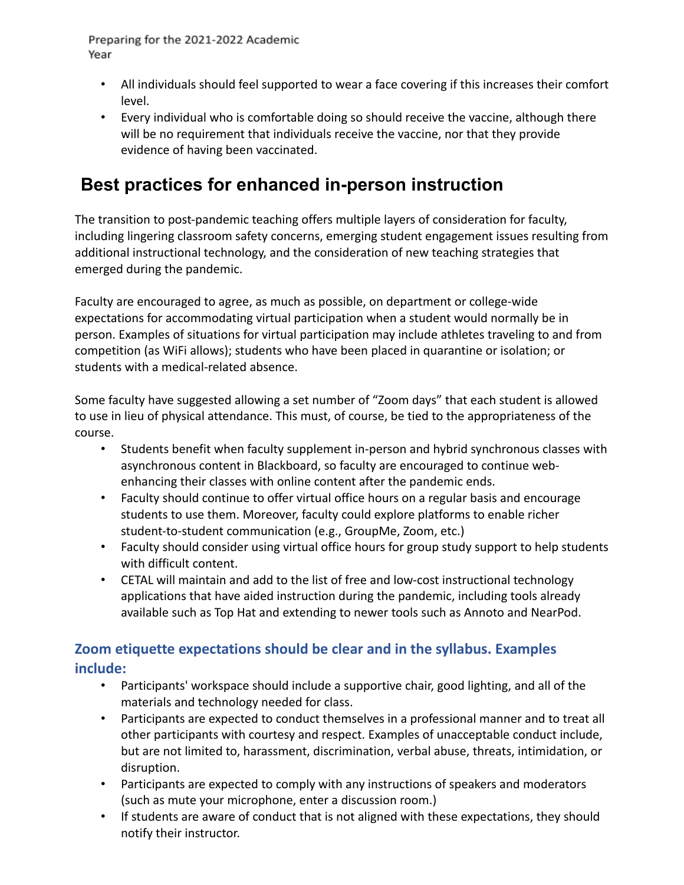- All individuals should feel supported to wear a face covering if this increases their comfort level.
- Every individual who is comfortable doing so should receive the vaccine, although there will be no requirement that individuals receive the vaccine, nor that they provide evidence of having been vaccinated.

# Best practices for enhanced in-person instruction

The transition to post-pandemic teaching offers multiple layers of consideration for faculty, including lingering classroom safety concerns, emerging student engagement issues resulting from additional instructional technology, and the consideration of new teaching strategies that emerged during the pandemic.

Faculty are encouraged to agree, as much as possible, on department or college-wide expectations for accommodating virtual participation when a student would normally be in person. Examples of situations for virtual participation may include athletes traveling to and from competition (as WiFi allows); students who have been placed in quarantine or isolation; or students with a medical-related absence.

Some faculty have suggested allowing a set number of "Zoom days" that each student is allowed to use in lieu of physical attendance. This must, of course, be tied to the appropriateness of the course.

- Students benefit when faculty supplement in-person and hybrid synchronous classes with asynchronous content in Blackboard, so faculty are encouraged to continue web-enhancing their classes with online content after the pandemic ends.
- Faculty should continue to offer virtual office hours on a regular basis and encourage students to use them. Moreover, faculty could explore platforms to enable richer student-to-student communication (e.g., GroupMe, Zoom, etc.)
- Faculty should consider using virtual office hours for group study support to help students with difficult content.
- CETAL will maintain and add to the list of free and low-cost instructional technology applications that have aided instruction during the pandemic, including tools already available such as Top Hat and extending to newer tools such as Annoto and NearPod.

## Zoom etiquette expectations should be clear and in the syllabus. Examples include:

- Participants' workspace should include a supportive chair, good lighting, and all of the materials and technology needed for class.
- Participants are expected to conduct themselves in a professional manner and to treat all other participants with courtesy and respect. Examples of unacceptable conduct include, but are not limited to, harassment, discrimination, verbal abuse, threats, intimidation, or disruption.
- Participants are expected to comply with any instructions of speakers and moderators (such as mute your microphone, enter a discussion room.)
- If students are aware of conduct that is not aligned with these expectations, they should notify their instructor.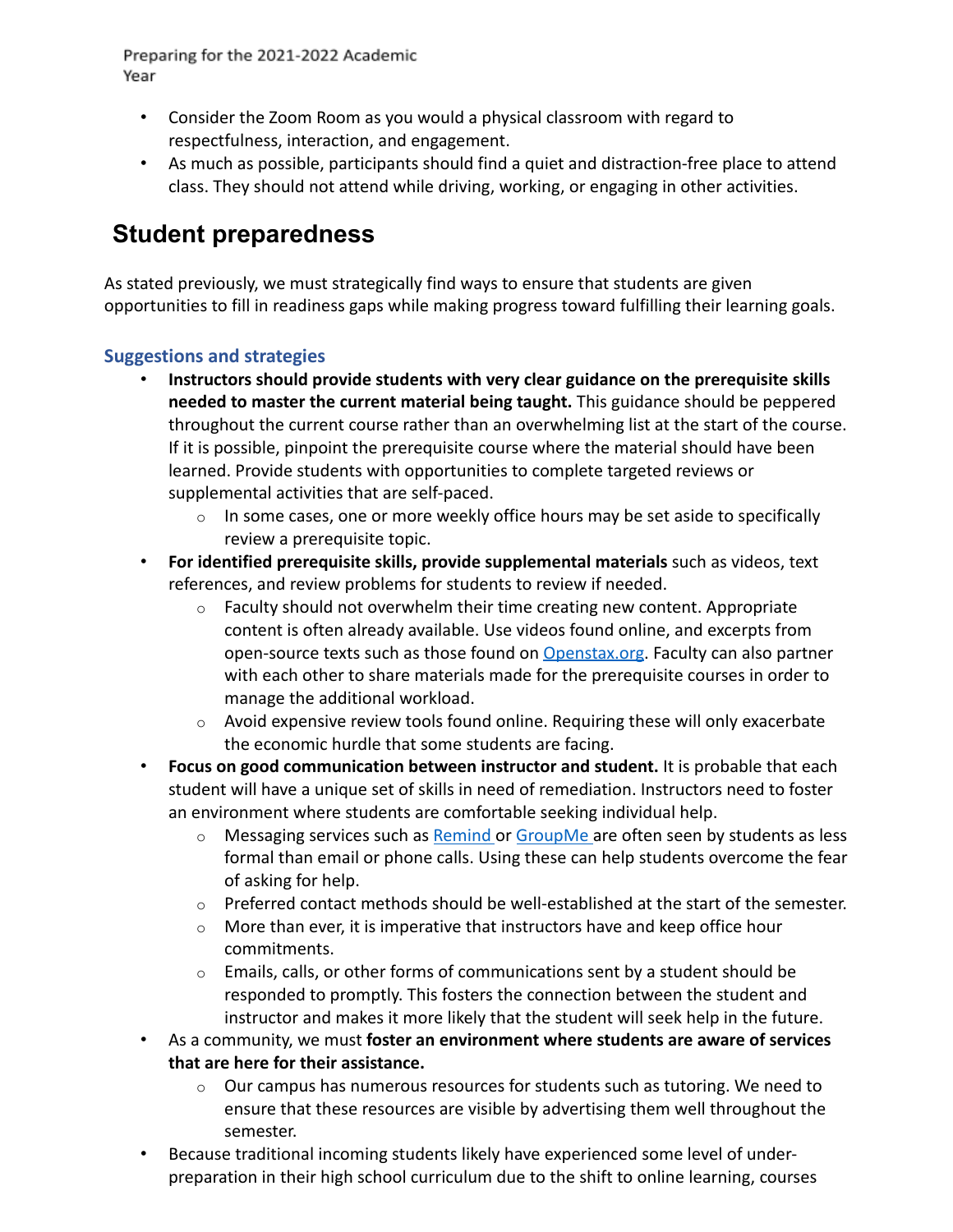- Consider the Zoom Room as you would a physical classroom with regard to respectfulness, interaction, and engagement.
- As much as possible, participants should find a quiet and distraction-free place to attend class. They should not attend while driving, working, or engaging in other activities.

## Student preparedness

As stated previously, we must strategically find ways to ensure that students are given opportunities to fill in readiness gaps while making progress toward fulfilling their learning goals.

### Suggestions and strategies

- **Instructors should provide students with very clear guidance on the prerequisite skills needed to master the current material being taught.** This guidance should be peppered throughout the current course rather than an overwhelming list at the start of the course. If it is possible, pinpoint the prerequisite course where the material should have been learned. Provide students with opportunities to complete targeted reviews or supplemental activities that are self-paced.
    - In some cases, one or more weekly office hours may be set aside to specifically review a prerequisite topic.
- **For identified prerequisite skills, provide supplemental materials** such as videos, text references, and review problems for students to review if needed.
    - Faculty should not overwhelm their time creating new content. Appropriate content is often already available. Use videos found online, and excerpts from open-source texts such as those found on [Openstax.org](Openstax.org). Faculty can also partner with each other to share materials made for the prerequisite courses in order to manage the additional workload.
    - Avoid expensive review tools found online. Requiring these will only exacerbate the economic hurdle that some students are facing.
- **Focus on good communication between instructor and student.** It is probable that each student will have a unique set of skills in need of remediation. Instructors need to foster an environment where students are comfortable seeking individual help.
    - Messaging services such as Remind or GroupMe are often seen by students as less formal than email or phone calls. Using these can help students overcome the fear of asking for help.
    - Preferred contact methods should be well-established at the start of the semester.
    - More than ever, it is imperative that instructors have and keep office hour commitments.
    - Emails, calls, or other forms of communications sent by a student should be responded to promptly. This fosters the connection between the student and instructor and makes it more likely that the student will seek help in the future.
- As a community, we must **foster an environment where students are aware of services that are here for their assistance.**
    - Our campus has numerous resources for students such as tutoring. We need to ensure that these resources are visible by advertising them well throughout the semester.
- Because traditional incoming students likely have experienced some level of under-preparation in their high school curriculum due to the shift to online learning, courses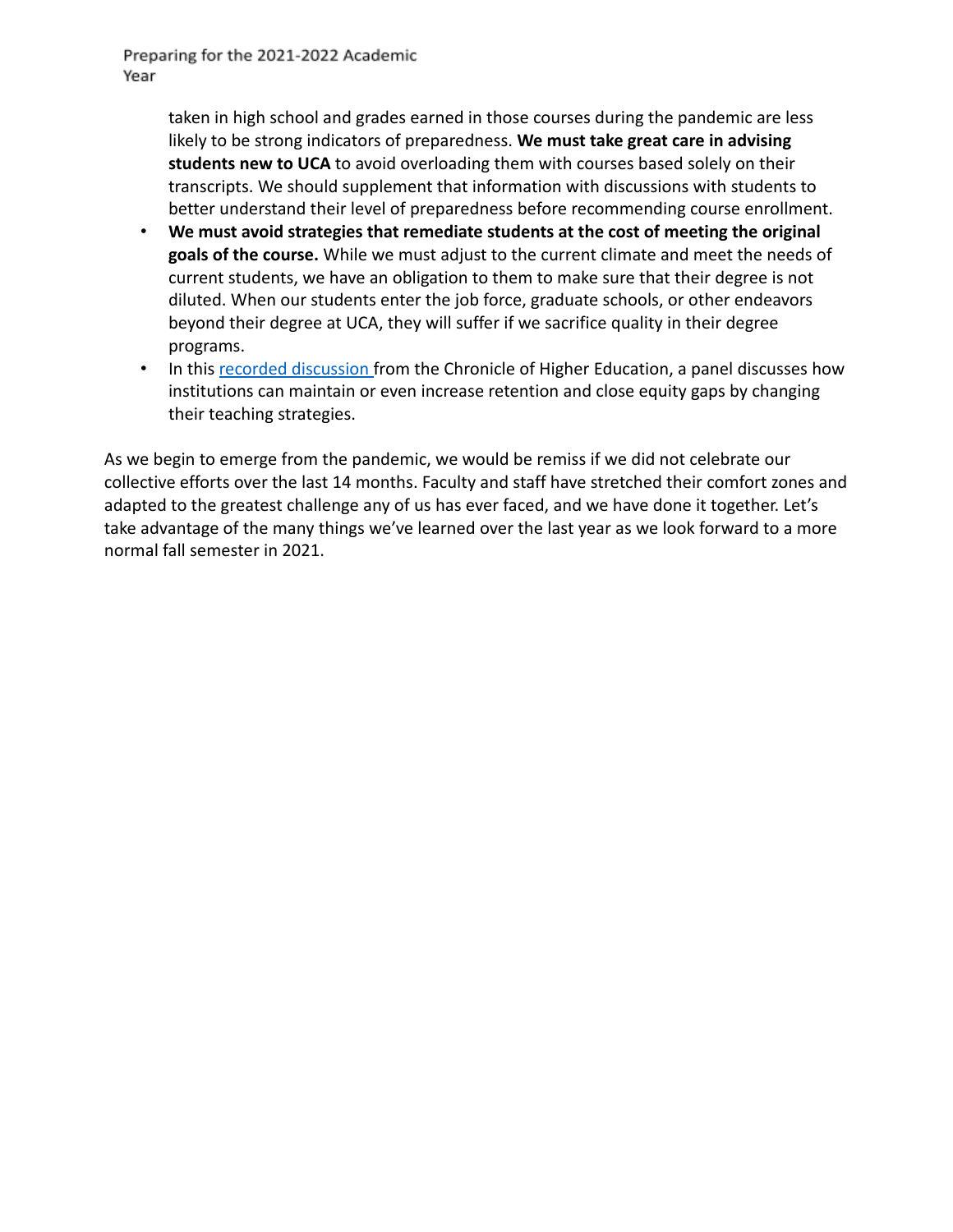taken in high school and grades earned in those courses during the pandemic are less likely to be strong indicators of preparedness. **We must take great care in advising students new to UCA** to avoid overloading them with courses based solely on their transcripts. We should supplement that information with discussions with students to better understand their level of preparedness before recommending course enrollment.

- **We must avoid strategies that remediate students at the cost of meeting the original goals of the course.** While we must adjust to the current climate and meet the needs of current students, we have an obligation to them to make sure that their degree is not diluted. When our students enter the job force, graduate schools, or other endeavors beyond their degree at UCA, they will suffer if we sacrifice quality in their degree programs.
- In this recorded discussion from the Chronicle of Higher Education, a panel discusses how institutions can maintain or even increase retention and close equity gaps by changing their teaching strategies.

As we begin to emerge from the pandemic, we would be remiss if we did not celebrate our collective efforts over the last 14 months. Faculty and staff have stretched their comfort zones and adapted to the greatest challenge any of us has ever faced, and we have done it together. Let's take advantage of the many things we've learned over the last year as we look forward to a more normal fall semester in 2021.